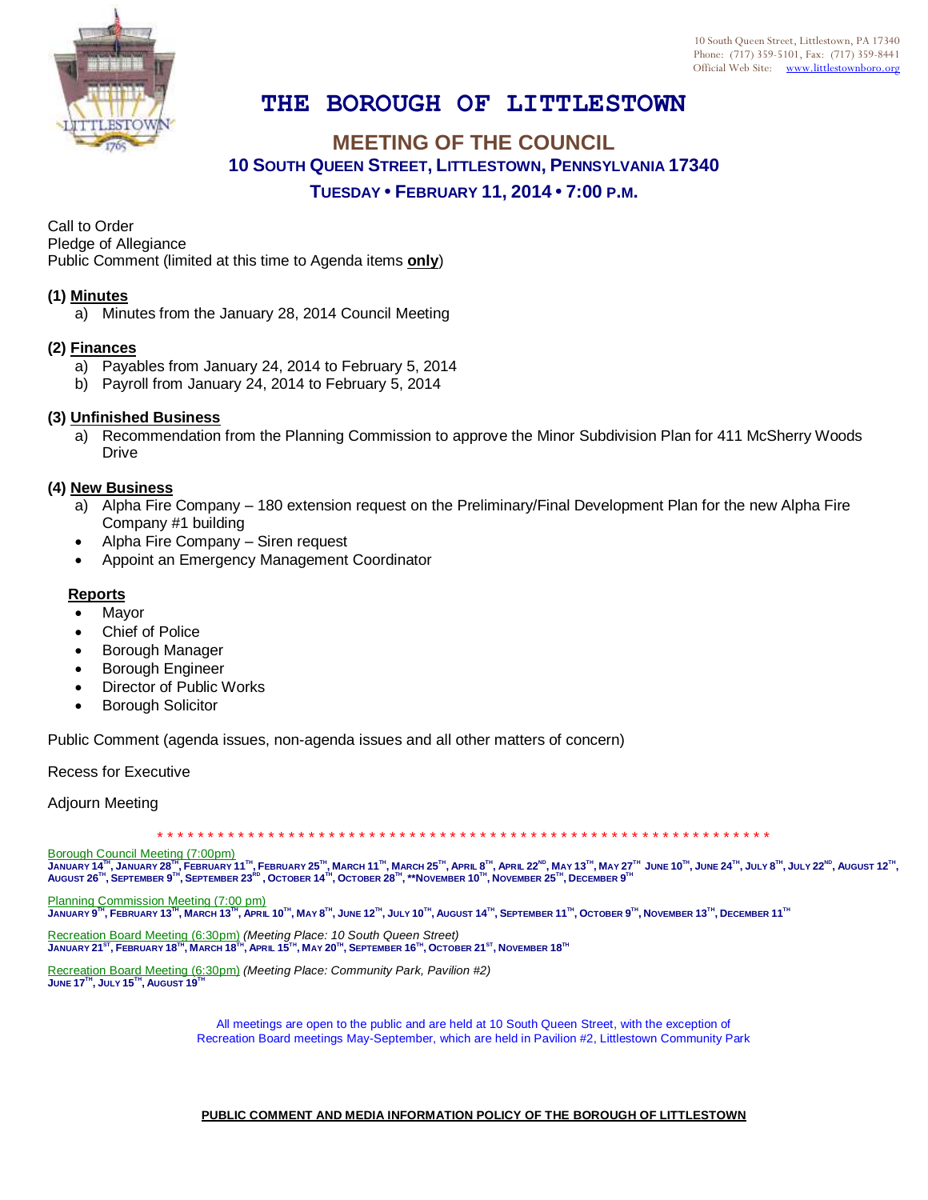10 South Queen Street, Littlestown, PA 17340
Phone: (717) 359-5101, Fax: (717) 359-8441
Official Web Site: www.littlestownboro.org

# THE BOROUGH OF LITTLESTOWN

## MEETING OF THE COUNCIL

### 10 SOUTH QUEEN STREET, LITTLESTOWN, PENNSYLVANIA 17340

### TUESDAY • FEBRUARY 11, 2014 • 7:00 P.M.

Call to Order
Pledge of Allegiance
Public Comment (limited at this time to Agenda items **only**)

**(1) Minutes**
a) Minutes from the January 28, 2014 Council Meeting

**(2) Finances**
a) Payables from January 24, 2014 to February 5, 2014
b) Payroll from January 24, 2014 to February 5, 2014

**(3) Unfinished Business**
a) Recommendation from the Planning Commission to approve the Minor Subdivision Plan for 411 McSherry Woods Drive

**(4) New Business**
a) Alpha Fire Company – 180 extension request on the Preliminary/Final Development Plan for the new Alpha Fire Company #1 building
- Alpha Fire Company – Siren request
- Appoint an Emergency Management Coordinator

**Reports**
- Mayor
- Chief of Police
- Borough Manager
- Borough Engineer
- Director of Public Works
- Borough Solicitor

Public Comment (agenda issues, non-agenda issues and all other matters of concern)

Recess for Executive

Adjourn Meeting

* * * * * * * * * * * * * * * * * * * * * * * * * * * * * * * * * * * * * * * * * * * * * * * * * * * * * * * * * * * *

Borough Council Meeting (7:00pm)
JANUARY 14TH, JANUARY 28TH, FEBRUARY 11TH, FEBRUARY 25TH, MARCH 11TH, MARCH 25TH, APRIL 8TH, APRIL 22ND, MAY 13TH, MAY 27TH JUNE 10TH, JUNE 24TH, JULY 8TH, JULY 22ND, AUGUST 12TH, AUGUST 26TH, SEPTEMBER 9TH, SEPTEMBER 23RD, OCTOBER 14TH, OCTOBER 28TH, **NOVEMBER 10TH, NOVEMBER 25TH, DECEMBER 9TH

Planning Commission Meeting (7:00 pm)
JANUARY 9TH, FEBRUARY 13TH, MARCH 13TH, APRIL 10TH, MAY 8TH, JUNE 12TH, JULY 10TH, AUGUST 14TH, SEPTEMBER 11TH, OCTOBER 9TH, NOVEMBER 13TH, DECEMBER 11TH

Recreation Board Meeting (6:30pm) *(Meeting Place: 10 South Queen Street)*
JANUARY 21ST, FEBRUARY 18TH, MARCH 18TH, APRIL 15TH, MAY 20TH, SEPTEMBER 16TH, OCTOBER 21ST, NOVEMBER 18TH

Recreation Board Meeting (6:30pm) *(Meeting Place: Community Park, Pavilion #2)*
JUNE 17TH, JULY 15TH, AUGUST 19TH

All meetings are open to the public and are held at 10 South Queen Street, with the exception of Recreation Board meetings May-September, which are held in Pavilion #2, Littlestown Community Park

**PUBLIC COMMENT AND MEDIA INFORMATION POLICY OF THE BOROUGH OF LITTLESTOWN**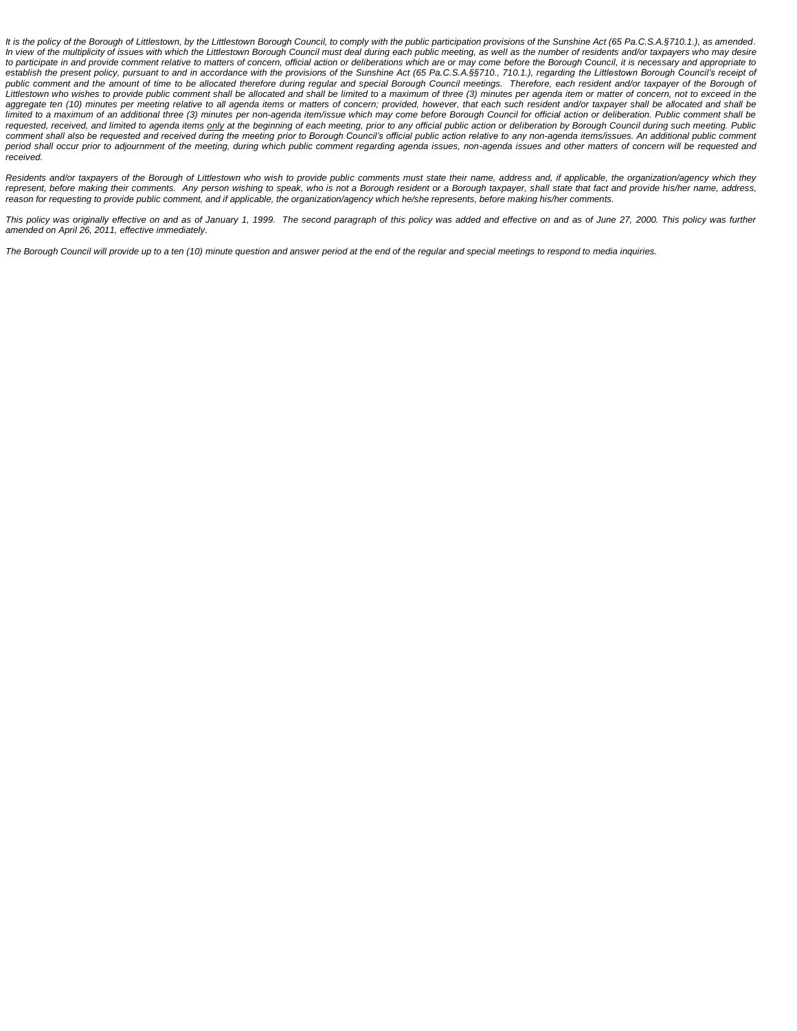*It is the policy of the Borough of Littlestown, by the Littlestown Borough Council, to comply with the public participation provisions of the Sunshine Act (65 Pa.C.S.A.§710.1.), as amended. In view of the multiplicity of issues with which the Littlestown Borough Council must deal during each public meeting, as well as the number of residents and/or taxpayers who may desire to participate in and provide comment relative to matters of concern, official action or deliberations which are or may come before the Borough Council, it is necessary and appropriate to establish the present policy, pursuant to and in accordance with the provisions of the Sunshine Act (65 Pa.C.S.A.§§710., 710.1.), regarding the Littlestown Borough Council's receipt of public comment and the amount of time to be allocated therefore during regular and special Borough Council meetings. Therefore, each resident and/or taxpayer of the Borough of Littlestown who wishes to provide public comment shall be allocated and shall be limited to a maximum of three (3) minutes per agenda item or matter of concern, not to exceed in the aggregate ten (10) minutes per meeting relative to all agenda items or matters of concern; provided, however, that each such resident and/or taxpayer shall be allocated and shall be limited to a maximum of an additional three (3) minutes per non-agenda item/issue which may come before Borough Council for official action or deliberation. Public comment shall be requested, received, and limited to agenda items <u>only</u> at the beginning of each meeting, prior to any official public action or deliberation by Borough Council during such meeting. Public comment shall also be requested and received during the meeting prior to Borough Council's official public action relative to any non-agenda items/issues. An additional public comment period shall occur prior to adjournment of the meeting, during which public comment regarding agenda issues, non-agenda issues and other matters of concern will be requested and received.*

*Residents and/or taxpayers of the Borough of Littlestown who wish to provide public comments must state their name, address and, if applicable, the organization/agency which they represent, before making their comments. Any person wishing to speak, who is not a Borough resident or a Borough taxpayer, shall state that fact and provide his/her name, address, reason for requesting to provide public comment, and if applicable, the organization/agency which he/she represents, before making his/her comments.*

*This policy was originally effective on and as of January 1, 1999. The second paragraph of this policy was added and effective on and as of June 27, 2000. This policy was further amended on April 26, 2011, effective immediately.*

*The Borough Council will provide up to a ten (10) minute question and answer period at the end of the regular and special meetings to respond to media inquiries.*